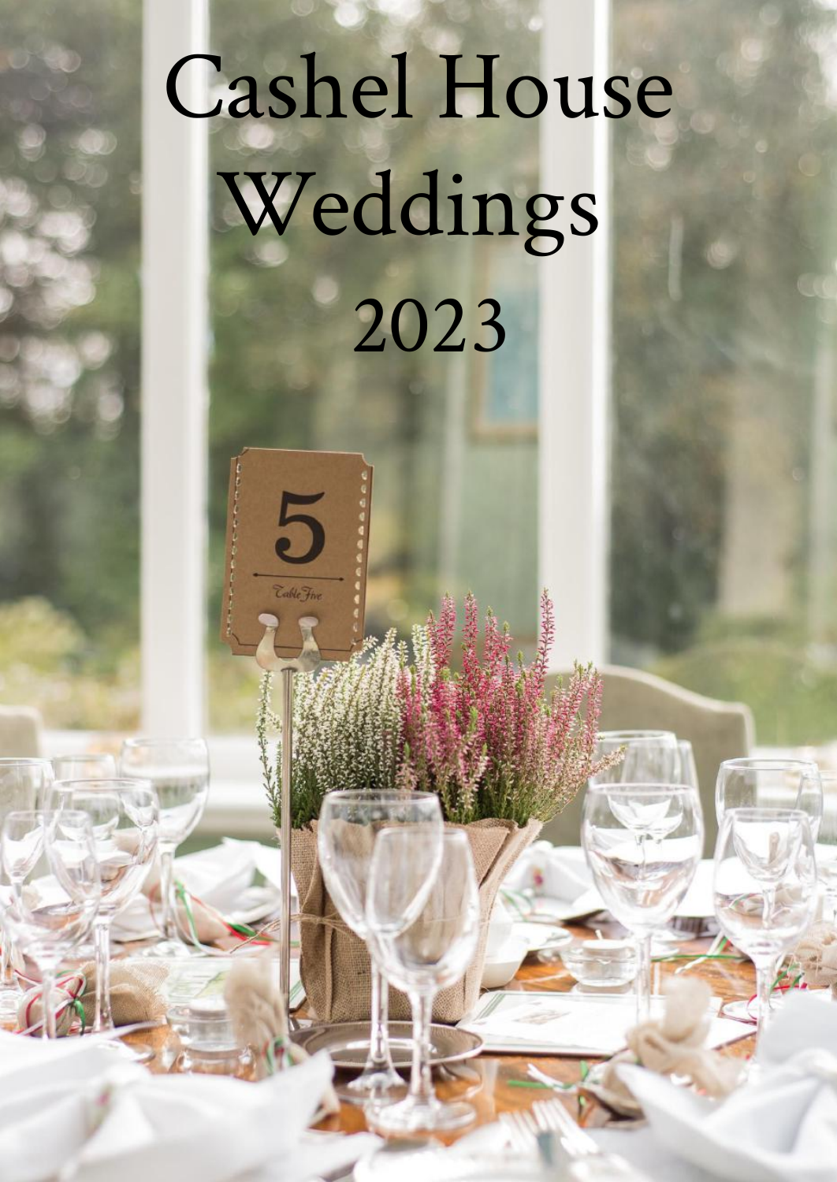# Cashel House Weddings 2023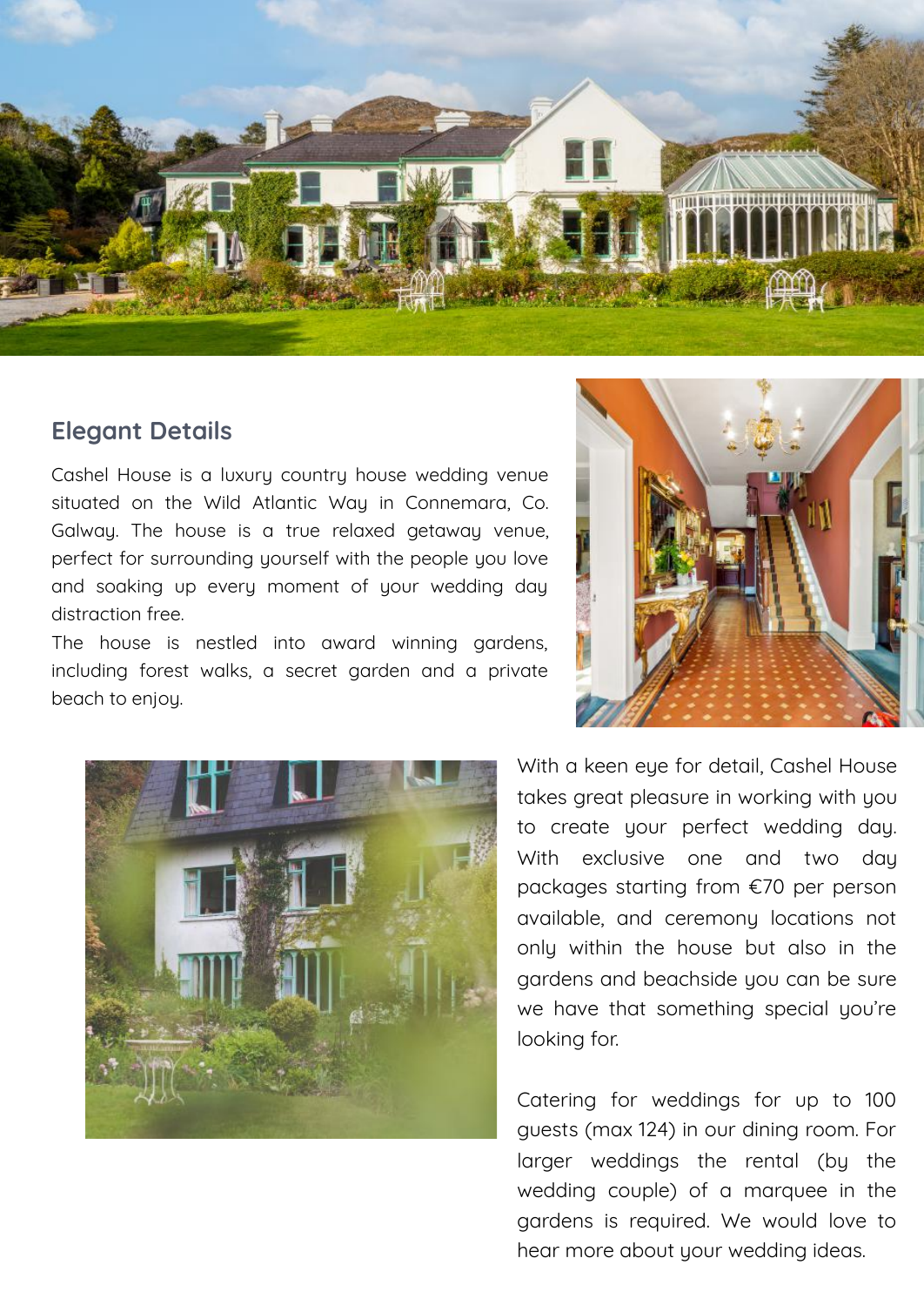## Elegant Details

Cashel House is a luxury country house wedding venue situated on the Wild Atlantic Way in Connemara, Co. Galway. The house is a true relaxed getaway venue, perfect for surrounding yourself with the people you love and soaking up every moment of your wedding day distraction free.

The house is nestled into award winning gardens, including forest walks, a secret garden and a private beach to enjoy.

With a keen eye for detail, Cashel House takes great pleasure in working with you to create your perfect wedding day. With exclusive one and two day packages starting from €70 per person available, and ceremony locations not only within the house but also in the gardens and beachside you can be sure we have that something special you're looking for.

Catering for weddings for up to 100 guests (max 124) in our dining room. For larger weddings the rental (by the wedding couple) of a marquee in the gardens is required. We would love to hear more about your wedding ideas.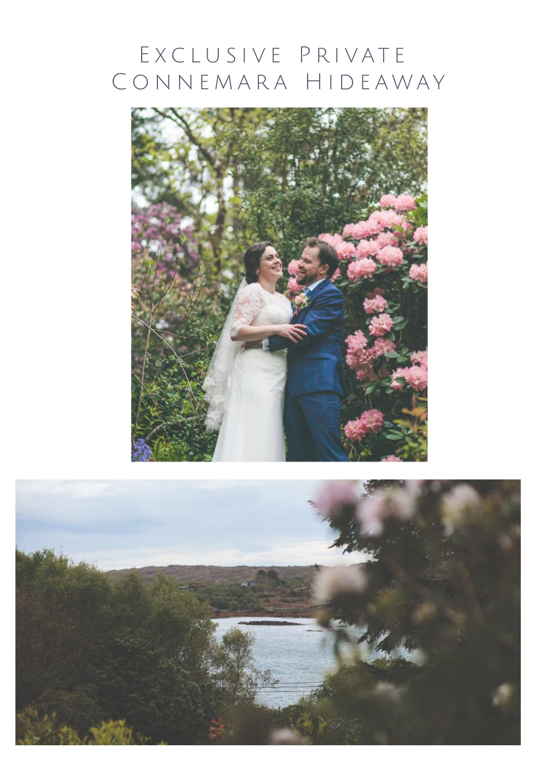# Exclusive Private Connemara Hideaway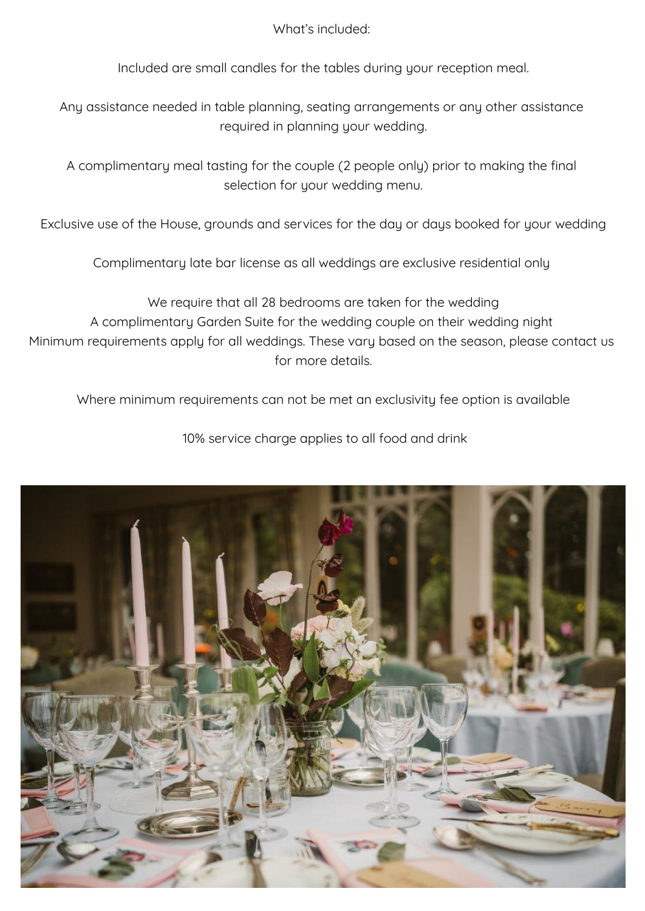What's included:

Included are small candles for the tables during your reception meal.

Any assistance needed in table planning, seating arrangements or any other assistance required in planning your wedding.

A complimentary meal tasting for the couple (2 people only) prior to making the final selection for your wedding menu.

Exclusive use of the House, grounds and services for the day or days booked for your wedding

Complimentary late bar license as all weddings are exclusive residential only

We require that all 28 bedrooms are taken for the wedding
A complimentary Garden Suite for the wedding couple on their wedding night
Minimum requirements apply for all weddings. These vary based on the season, please contact us for more details.

Where minimum requirements can not be met an exclusivity fee option is available

10% service charge applies to all food and drink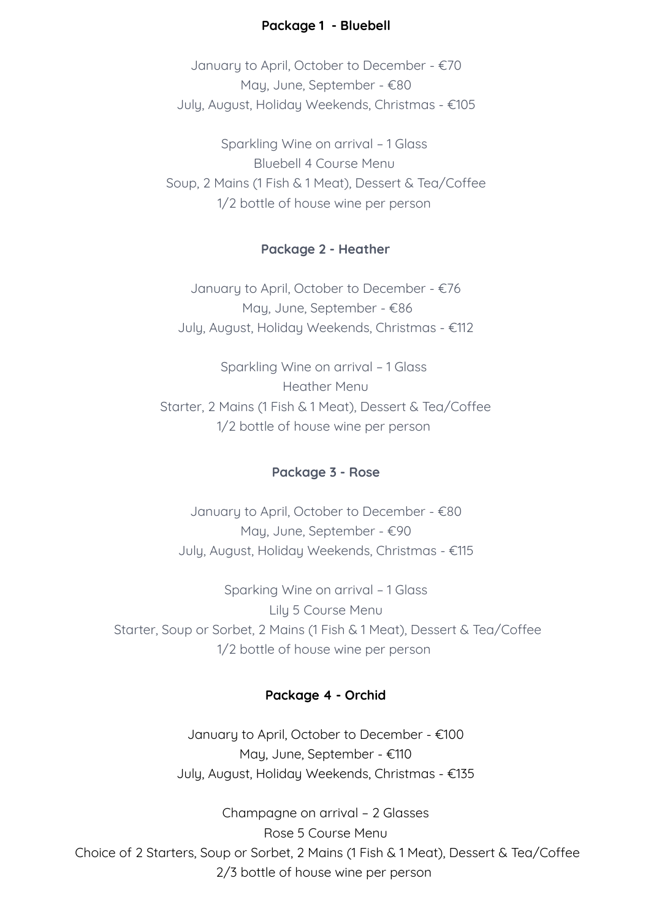**Package 1 - Bluebell**

January to April, October to December - €70
May, June, September - €80
July, August, Holiday Weekends, Christmas - €105

Sparkling Wine on arrival – 1 Glass
Bluebell 4 Course Menu
Soup, 2 Mains (1 Fish & 1 Meat), Dessert & Tea/Coffee
1/2 bottle of house wine per person

**Package 2 - Heather**

January to April, October to December - €76
May, June, September - €86
July, August, Holiday Weekends, Christmas - €112

Sparkling Wine on arrival – 1 Glass
Heather Menu
Starter, 2 Mains (1 Fish & 1 Meat), Dessert & Tea/Coffee
1/2 bottle of house wine per person

**Package 3 - Rose**

January to April, October to December - €80
May, June, September - €90
July, August, Holiday Weekends, Christmas - €115

Sparking Wine on arrival – 1 Glass
Lily 5 Course Menu
Starter, Soup or Sorbet, 2 Mains (1 Fish & 1 Meat), Dessert & Tea/Coffee
1/2 bottle of house wine per person

**Package 4 - Orchid**

January to April, October to December - €100
May, June, September - €110
July, August, Holiday Weekends, Christmas - €135

Champagne on arrival – 2 Glasses
Rose 5 Course Menu
Choice of 2 Starters, Soup or Sorbet, 2 Mains (1 Fish & 1 Meat), Dessert & Tea/Coffee
2/3 bottle of house wine per person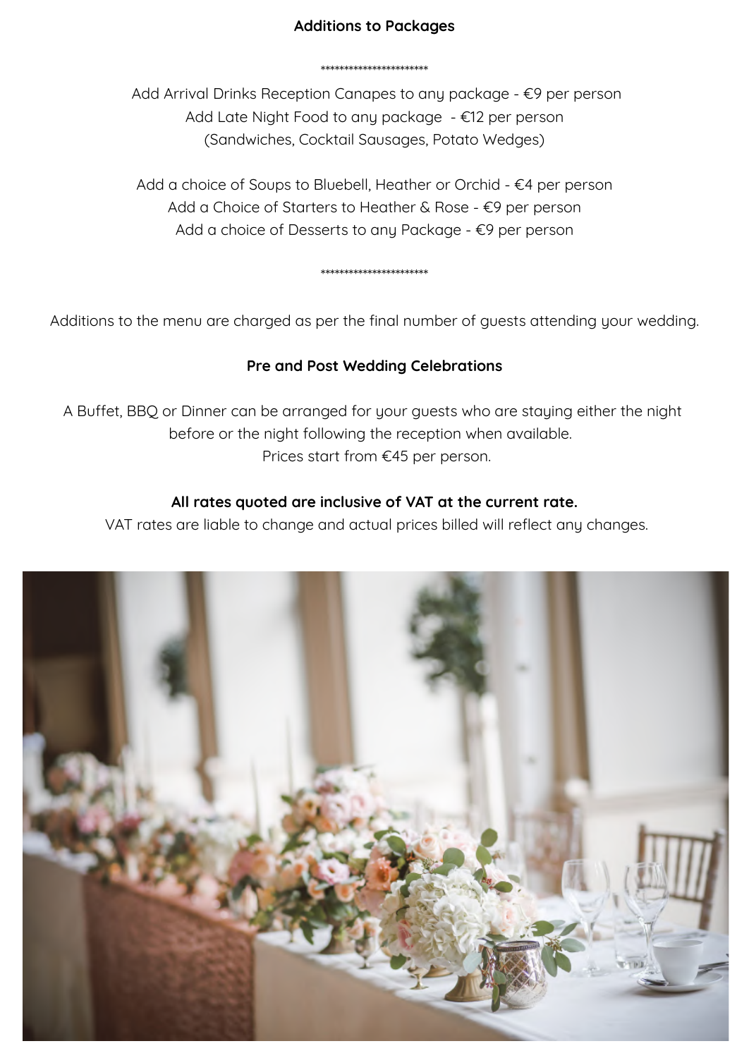**Additions to Packages**

**********************

Add Arrival Drinks Reception Canapes to any package - €9 per person
Add Late Night Food to any package - €12 per person
(Sandwiches, Cocktail Sausages, Potato Wedges)

Add a choice of Soups to Bluebell, Heather or Orchid - €4 per person
Add a Choice of Starters to Heather & Rose - €9 per person
Add a choice of Desserts to any Package - €9 per person

**********************

Additions to the menu are charged as per the final number of guests attending your wedding.

**Pre and Post Wedding Celebrations**

A Buffet, BBQ or Dinner can be arranged for your guests who are staying either the night before or the night following the reception when available.
Prices start from €45 per person.

**All rates quoted are inclusive of VAT at the current rate.**
VAT rates are liable to change and actual prices billed will reflect any changes.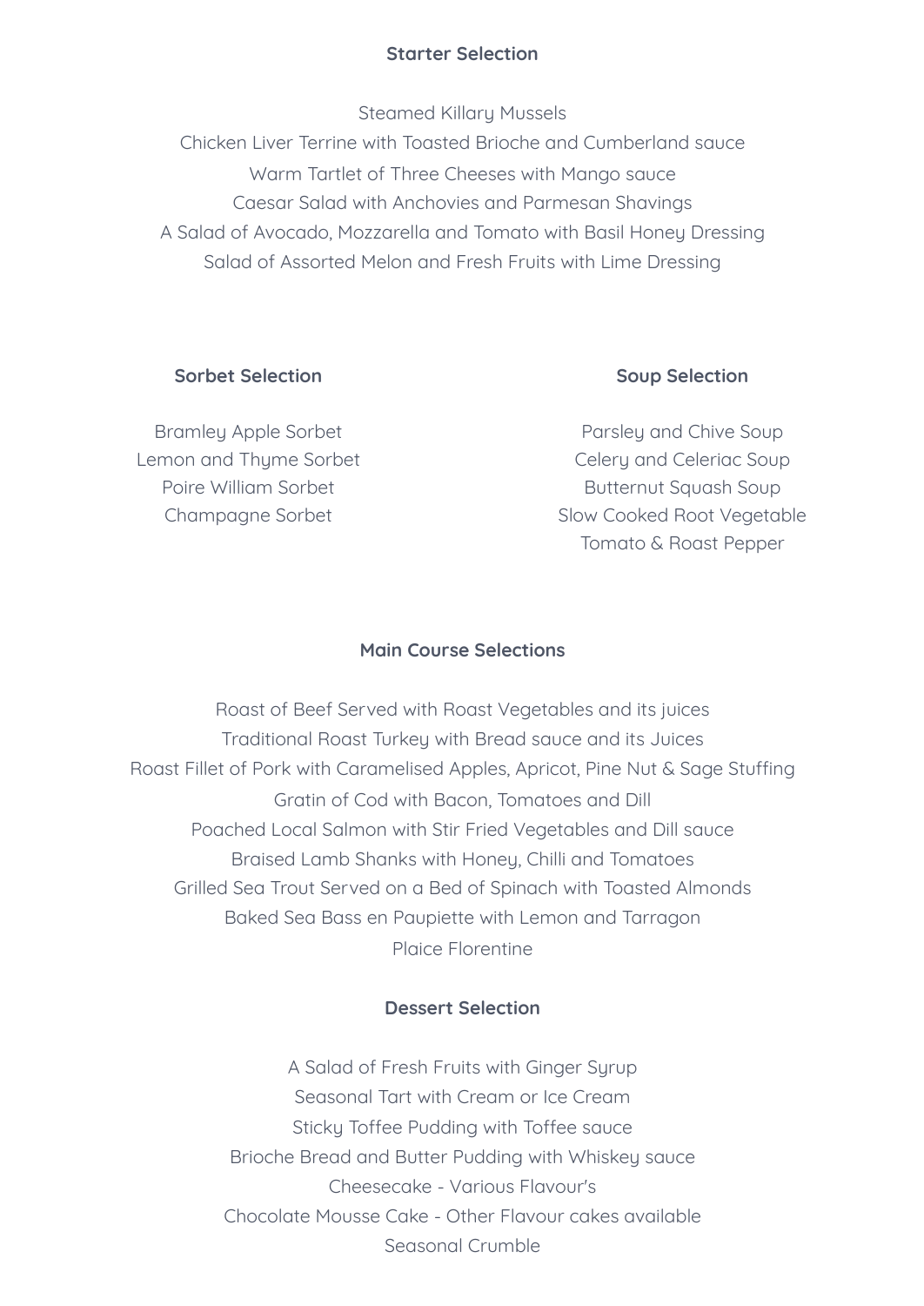## Starter Selection

Steamed Killary Mussels
Chicken Liver Terrine with Toasted Brioche and Cumberland sauce
Warm Tartlet of Three Cheeses with Mango sauce
Caesar Salad with Anchovies and Parmesan Shavings
A Salad of Avocado, Mozzarella and Tomato with Basil Honey Dressing
Salad of Assorted Melon and Fresh Fruits with Lime Dressing

## Sorbet Selection

Bramley Apple Sorbet
Lemon and Thyme Sorbet
Poire William Sorbet
Champagne Sorbet

## Soup Selection

Parsley and Chive Soup
Celery and Celeriac Soup
Butternut Squash Soup
Slow Cooked Root Vegetable
Tomato & Roast Pepper

## Main Course Selections

Roast of Beef Served with Roast Vegetables and its juices
Traditional Roast Turkey with Bread sauce and its Juices
Roast Fillet of Pork with Caramelised Apples, Apricot, Pine Nut & Sage Stuffing
Gratin of Cod with Bacon, Tomatoes and Dill
Poached Local Salmon with Stir Fried Vegetables and Dill sauce
Braised Lamb Shanks with Honey, Chilli and Tomatoes
Grilled Sea Trout Served on a Bed of Spinach with Toasted Almonds
Baked Sea Bass en Paupiette with Lemon and Tarragon
Plaice Florentine

## Dessert Selection

A Salad of Fresh Fruits with Ginger Syrup
Seasonal Tart with Cream or Ice Cream
Sticky Toffee Pudding with Toffee sauce
Brioche Bread and Butter Pudding with Whiskey sauce
Cheesecake - Various Flavour's
Chocolate Mousse Cake - Other Flavour cakes available
Seasonal Crumble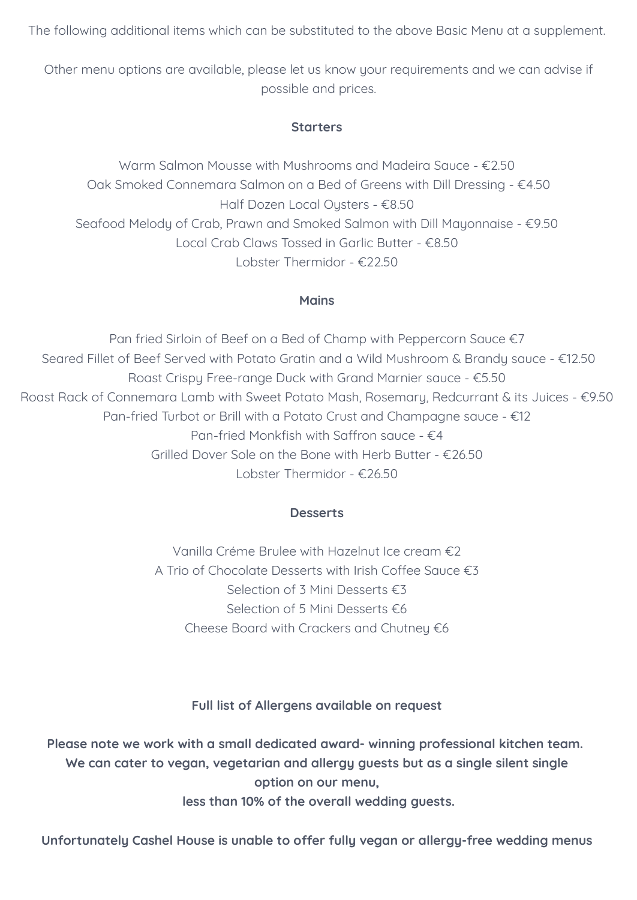The following additional items which can be substituted to the above Basic Menu at a supplement.

Other menu options are available, please let us know your requirements and we can advise if possible and prices.

**Starters**

Warm Salmon Mousse with Mushrooms and Madeira Sauce - €2.50
Oak Smoked Connemara Salmon on a Bed of Greens with Dill Dressing - €4.50
Half Dozen Local Oysters - €8.50
Seafood Melody of Crab, Prawn and Smoked Salmon with Dill Mayonnaise - €9.50
Local Crab Claws Tossed in Garlic Butter - €8.50
Lobster Thermidor - €22.50

**Mains**

Pan fried Sirloin of Beef on a Bed of Champ with Peppercorn Sauce €7
Seared Fillet of Beef Served with Potato Gratin and a Wild Mushroom & Brandy sauce - €12.50
Roast Crispy Free-range Duck with Grand Marnier sauce - €5.50
Roast Rack of Connemara Lamb with Sweet Potato Mash, Rosemary, Redcurrant & its Juices - €9.50
Pan-fried Turbot or Brill with a Potato Crust and Champagne sauce - €12
Pan-fried Monkfish with Saffron sauce - €4
Grilled Dover Sole on the Bone with Herb Butter - €26.50
Lobster Thermidor - €26.50

**Desserts**

Vanilla Créme Brulee with Hazelnut Ice cream €2
A Trio of Chocolate Desserts with Irish Coffee Sauce €3
Selection of 3 Mini Desserts €3
Selection of 5 Mini Desserts €6
Cheese Board with Crackers and Chutney €6

**Full list of Allergens available on request**

**Please note we work with a small dedicated award- winning professional kitchen team. We can cater to vegan, vegetarian and allergy guests but as a single silent single option on our menu, less than 10% of the overall wedding guests.**

**Unfortunately Cashel House is unable to offer fully vegan or allergy-free wedding menus**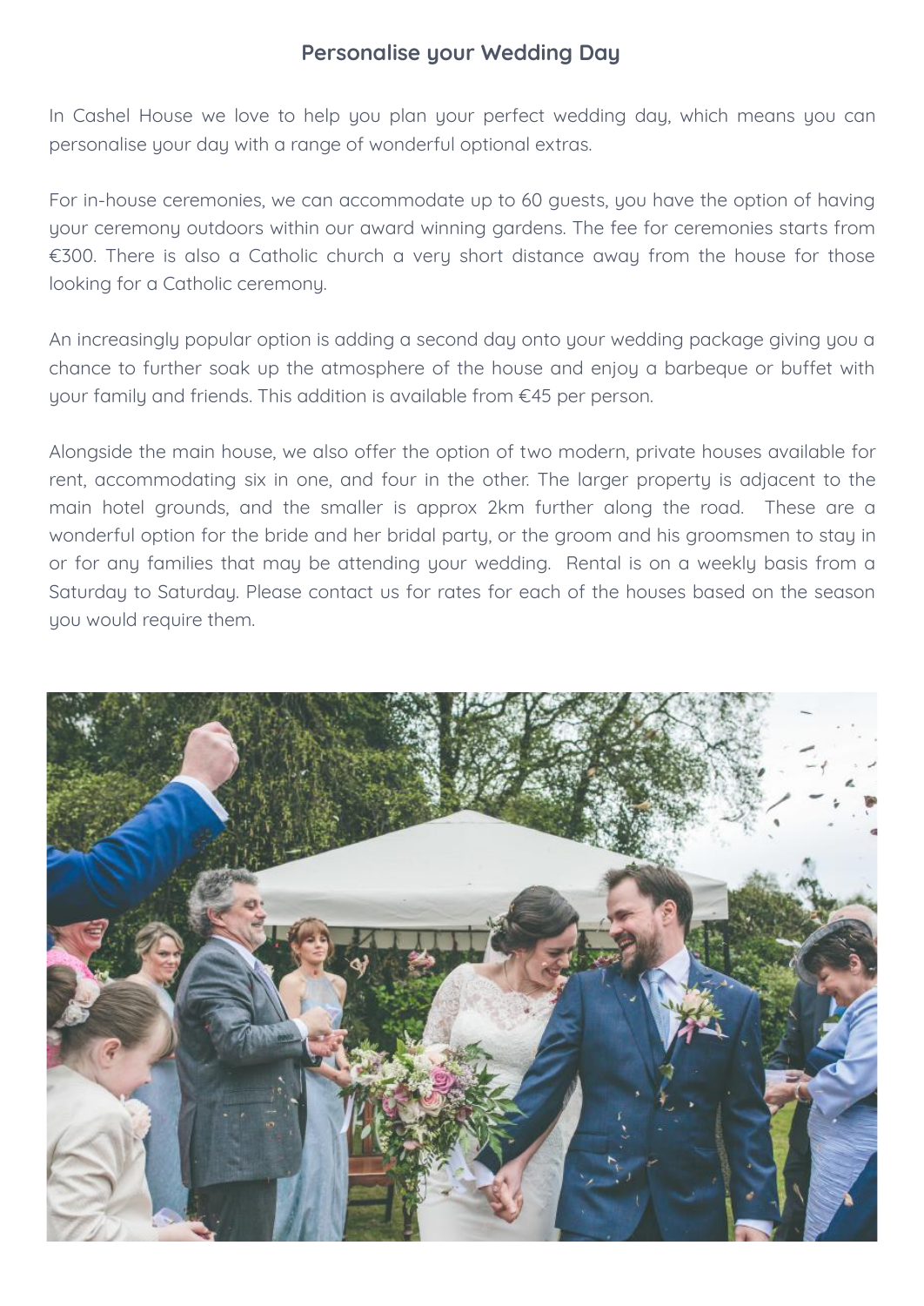## Personalise your Wedding Day

In Cashel House we love to help you plan your perfect wedding day, which means you can personalise your day with a range of wonderful optional extras.

For in-house ceremonies, we can accommodate up to 60 guests, you have the option of having your ceremony outdoors within our award winning gardens. The fee for ceremonies starts from €300. There is also a Catholic church a very short distance away from the house for those looking for a Catholic ceremony.

An increasingly popular option is adding a second day onto your wedding package giving you a chance to further soak up the atmosphere of the house and enjoy a barbeque or buffet with your family and friends. This addition is available from €45 per person.

Alongside the main house, we also offer the option of two modern, private houses available for rent, accommodating six in one, and four in the other. The larger property is adjacent to the main hotel grounds, and the smaller is approx 2km further along the road. These are a wonderful option for the bride and her bridal party, or the groom and his groomsmen to stay in or for any families that may be attending your wedding. Rental is on a weekly basis from a Saturday to Saturday. Please contact us for rates for each of the houses based on the season you would require them.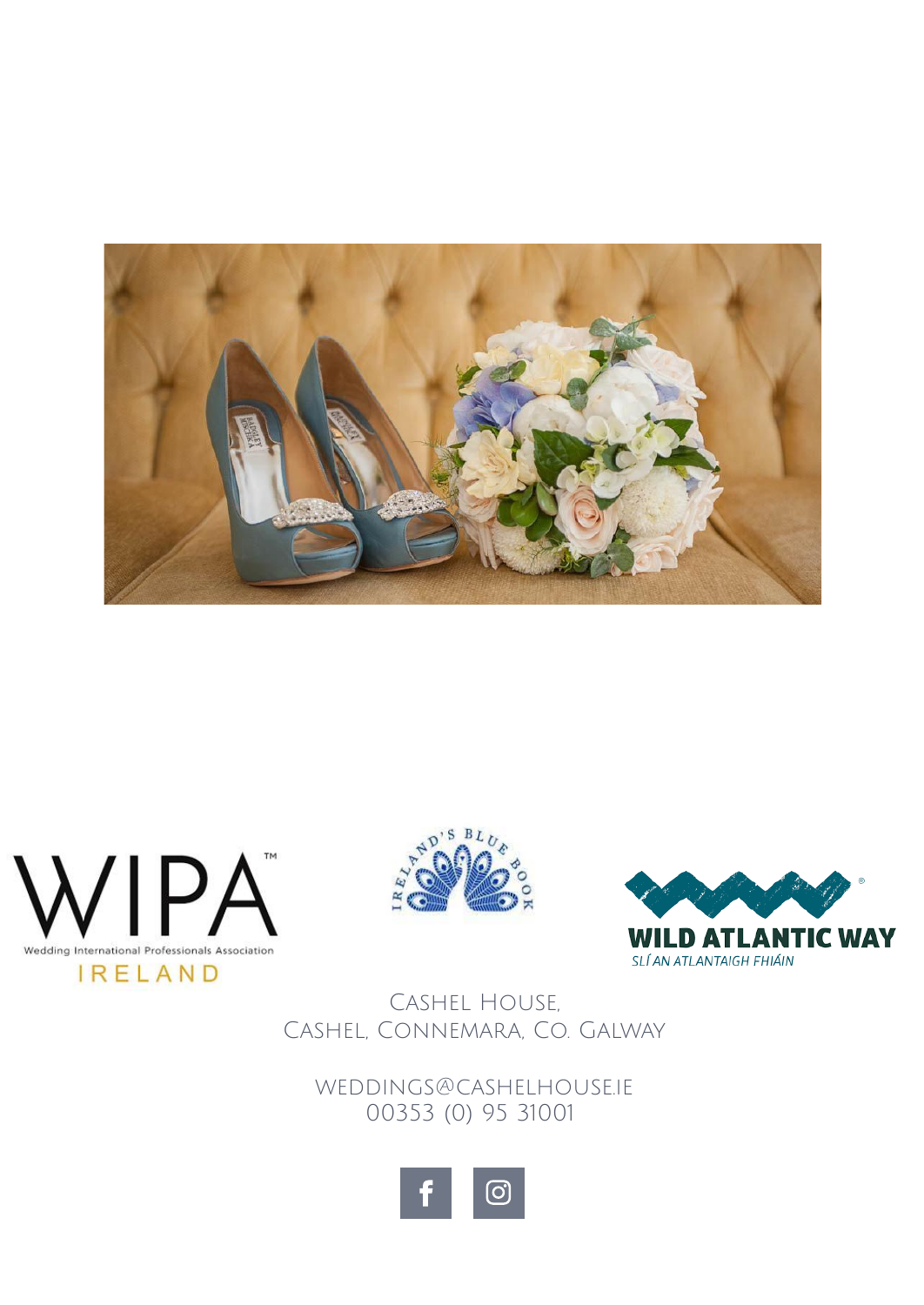Cashel House,
Cashel, Connemara, Co. Galway

weddings@cashelhouse.ie
00353 (0) 95 31001